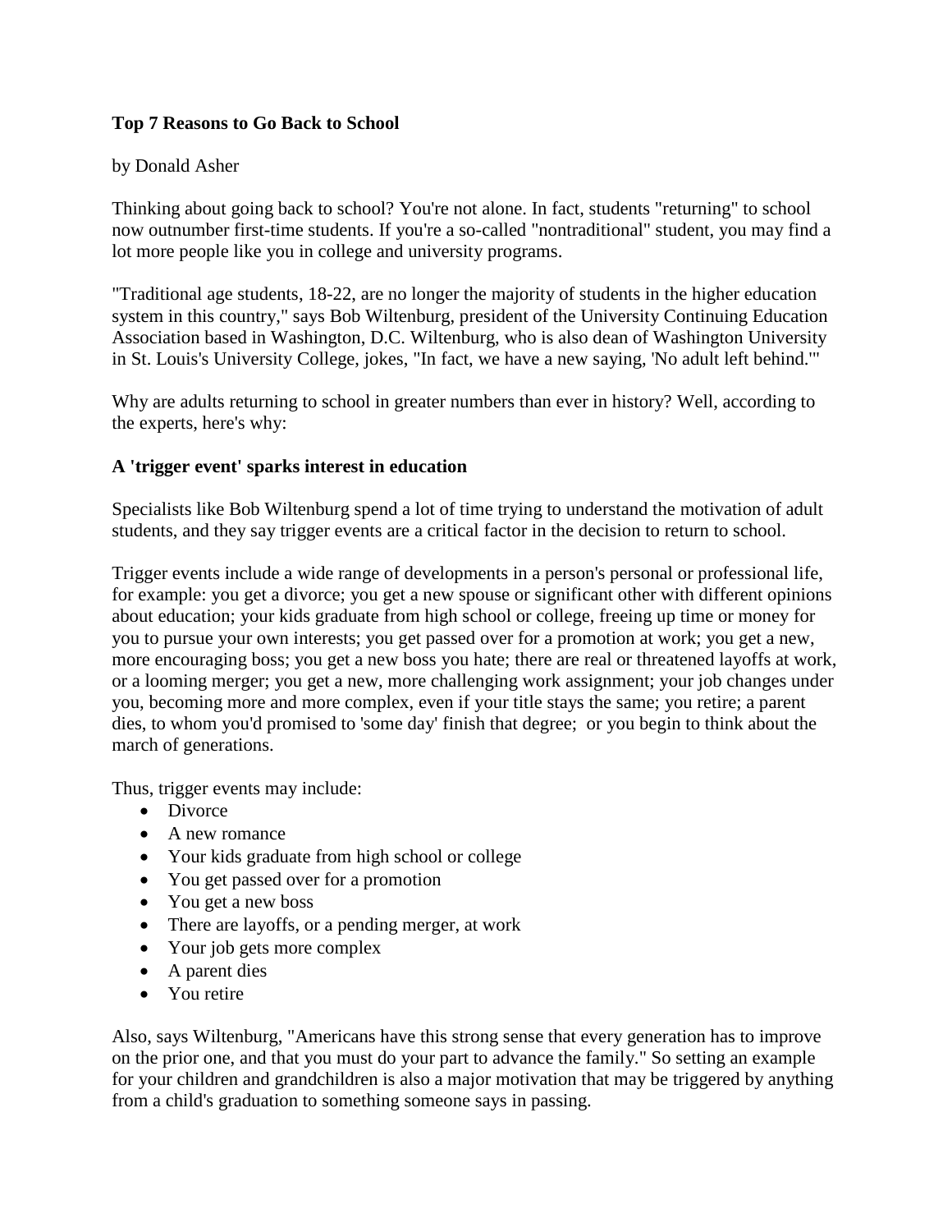**Top 7 Reasons to Go Back to School**

by Donald Asher

Thinking about going back to school? You're not alone. In fact, students "returning" to school now outnumber first-time students. If you're a so-called "nontraditional" student, you may find a lot more people like you in college and university programs.

"Traditional age students, 18-22, are no longer the majority of students in the higher education system in this country," says Bob Wiltenburg, president of the University Continuing Education Association based in Washington, D.C. Wiltenburg, who is also dean of Washington University in St. Louis's University College, jokes, "In fact, we have a new saying, 'No adult left behind.'"

Why are adults returning to school in greater numbers than ever in history? Well, according to the experts, here's why:

**A 'trigger event' sparks interest in education**

Specialists like Bob Wiltenburg spend a lot of time trying to understand the motivation of adult students, and they say trigger events are a critical factor in the decision to return to school.

Trigger events include a wide range of developments in a person's personal or professional life, for example: you get a divorce; you get a new spouse or significant other with different opinions about education; your kids graduate from high school or college, freeing up time or money for you to pursue your own interests; you get passed over for a promotion at work; you get a new, more encouraging boss; you get a new boss you hate; there are real or threatened layoffs at work, or a looming merger; you get a new, more challenging work assignment; your job changes under you, becoming more and more complex, even if your title stays the same; you retire; a parent dies, to whom you'd promised to 'some day' finish that degree; or you begin to think about the march of generations.

Thus, trigger events may include:

- Divorce
- A new romance
- Your kids graduate from high school or college
- You get passed over for a promotion
- You get a new boss
- There are layoffs, or a pending merger, at work
- Your job gets more complex
- A parent dies
- You retire

Also, says Wiltenburg, "Americans have this strong sense that every generation has to improve on the prior one, and that you must do your part to advance the family." So setting an example for your children and grandchildren is also a major motivation that may be triggered by anything from a child's graduation to something someone says in passing.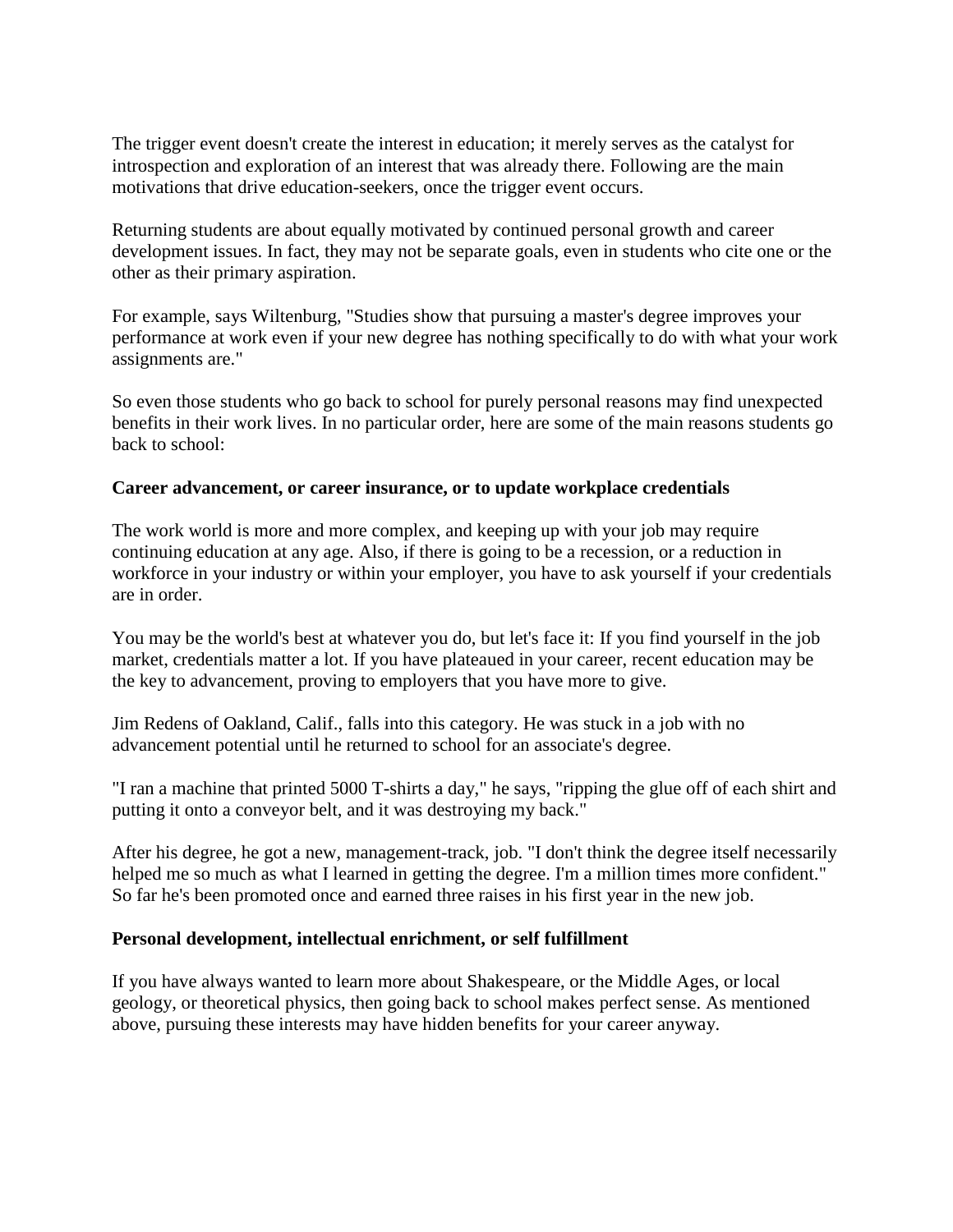The trigger event doesn't create the interest in education; it merely serves as the catalyst for introspection and exploration of an interest that was already there. Following are the main motivations that drive education-seekers, once the trigger event occurs.

Returning students are about equally motivated by continued personal growth and career development issues. In fact, they may not be separate goals, even in students who cite one or the other as their primary aspiration.

For example, says Wiltenburg, "Studies show that pursuing a master's degree improves your performance at work even if your new degree has nothing specifically to do with what your work assignments are."

So even those students who go back to school for purely personal reasons may find unexpected benefits in their work lives. In no particular order, here are some of the main reasons students go back to school:

**Career advancement, or career insurance, or to update workplace credentials**

The work world is more and more complex, and keeping up with your job may require continuing education at any age. Also, if there is going to be a recession, or a reduction in workforce in your industry or within your employer, you have to ask yourself if your credentials are in order.

You may be the world's best at whatever you do, but let's face it: If you find yourself in the job market, credentials matter a lot. If you have plateaued in your career, recent education may be the key to advancement, proving to employers that you have more to give.

Jim Redens of Oakland, Calif., falls into this category. He was stuck in a job with no advancement potential until he returned to school for an associate's degree.

"I ran a machine that printed 5000 T-shirts a day," he says, "ripping the glue off of each shirt and putting it onto a conveyor belt, and it was destroying my back."

After his degree, he got a new, management-track, job. "I don't think the degree itself necessarily helped me so much as what I learned in getting the degree. I'm a million times more confident." So far he's been promoted once and earned three raises in his first year in the new job.

**Personal development, intellectual enrichment, or self fulfillment**

If you have always wanted to learn more about Shakespeare, or the Middle Ages, or local geology, or theoretical physics, then going back to school makes perfect sense. As mentioned above, pursuing these interests may have hidden benefits for your career anyway.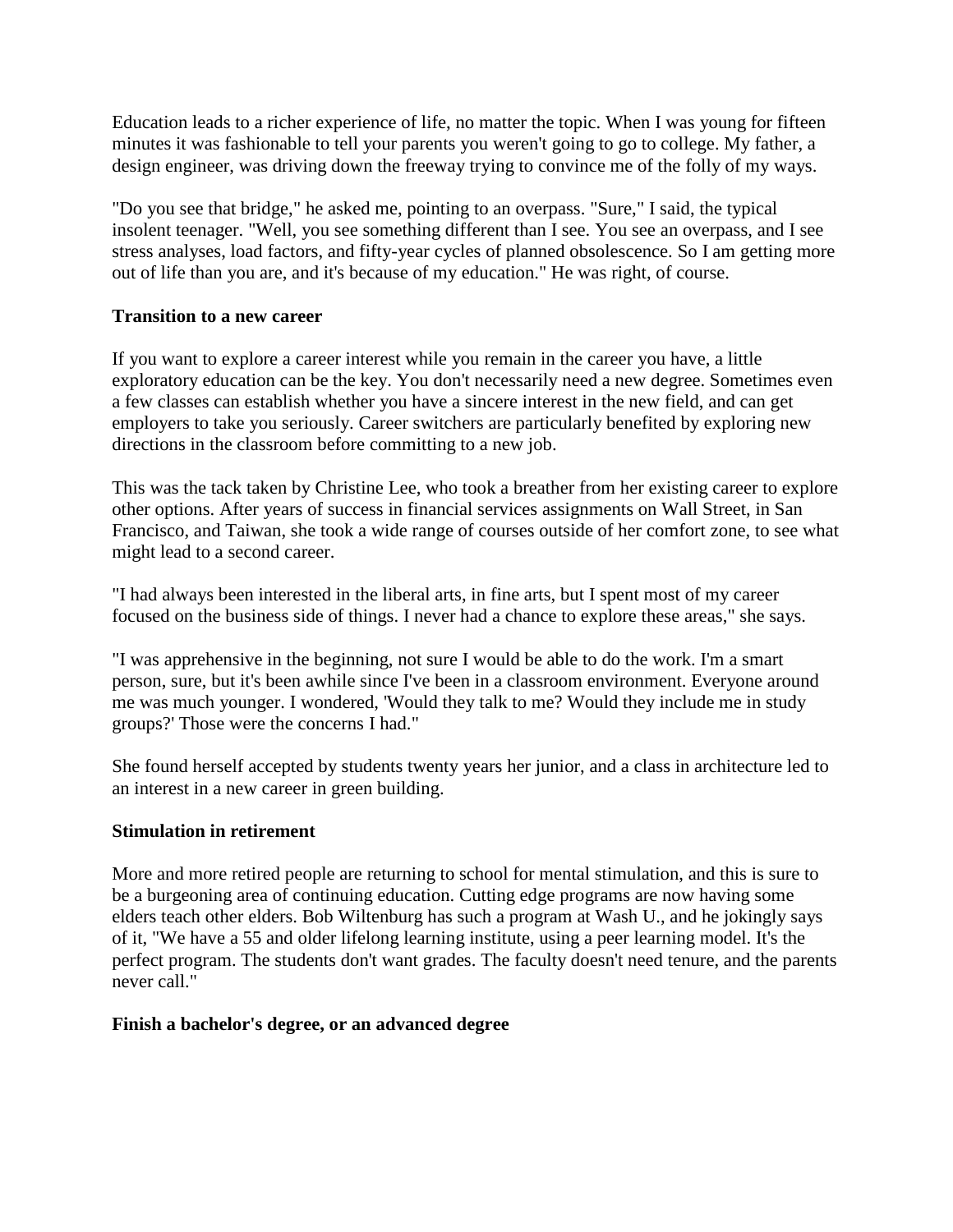Education leads to a richer experience of life, no matter the topic. When I was young for fifteen minutes it was fashionable to tell your parents you weren't going to go to college. My father, a design engineer, was driving down the freeway trying to convince me of the folly of my ways.

"Do you see that bridge," he asked me, pointing to an overpass. "Sure," I said, the typical insolent teenager. "Well, you see something different than I see. You see an overpass, and I see stress analyses, load factors, and fifty-year cycles of planned obsolescence. So I am getting more out of life than you are, and it's because of my education." He was right, of course.

**Transition to a new career**

If you want to explore a career interest while you remain in the career you have, a little exploratory education can be the key. You don't necessarily need a new degree. Sometimes even a few classes can establish whether you have a sincere interest in the new field, and can get employers to take you seriously. Career switchers are particularly benefited by exploring new directions in the classroom before committing to a new job.

This was the tack taken by Christine Lee, who took a breather from her existing career to explore other options. After years of success in financial services assignments on Wall Street, in San Francisco, and Taiwan, she took a wide range of courses outside of her comfort zone, to see what might lead to a second career.

"I had always been interested in the liberal arts, in fine arts, but I spent most of my career focused on the business side of things. I never had a chance to explore these areas," she says.

"I was apprehensive in the beginning, not sure I would be able to do the work. I'm a smart person, sure, but it's been awhile since I've been in a classroom environment. Everyone around me was much younger. I wondered, 'Would they talk to me? Would they include me in study groups?' Those were the concerns I had."

She found herself accepted by students twenty years her junior, and a class in architecture led to an interest in a new career in green building.

**Stimulation in retirement**

More and more retired people are returning to school for mental stimulation, and this is sure to be a burgeoning area of continuing education. Cutting edge programs are now having some elders teach other elders. Bob Wiltenburg has such a program at Wash U., and he jokingly says of it, "We have a 55 and older lifelong learning institute, using a peer learning model. It's the perfect program. The students don't want grades. The faculty doesn't need tenure, and the parents never call."

**Finish a bachelor's degree, or an advanced degree**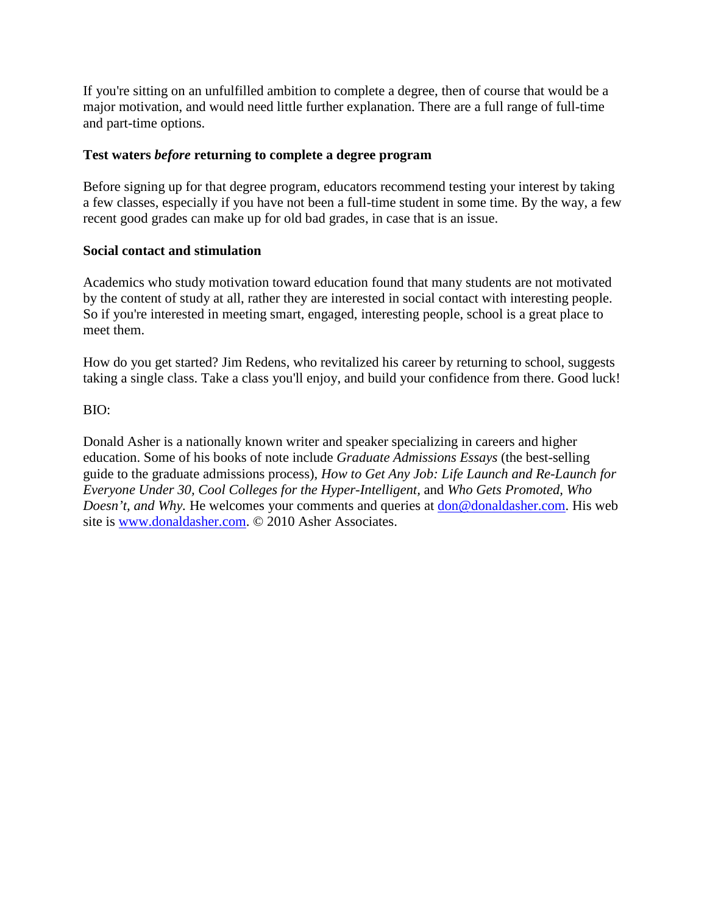If you're sitting on an unfulfilled ambition to complete a degree, then of course that would be a major motivation, and would need little further explanation. There are a full range of full-time and part-time options.

**Test waters *before* returning to complete a degree program**

Before signing up for that degree program, educators recommend testing your interest by taking a few classes, especially if you have not been a full-time student in some time. By the way, a few recent good grades can make up for old bad grades, in case that is an issue.

**Social contact and stimulation**

Academics who study motivation toward education found that many students are not motivated by the content of study at all, rather they are interested in social contact with interesting people. So if you're interested in meeting smart, engaged, interesting people, school is a great place to meet them.

How do you get started? Jim Redens, who revitalized his career by returning to school, suggests taking a single class. Take a class you'll enjoy, and build your confidence from there. Good luck!

BIO:

Donald Asher is a nationally known writer and speaker specializing in careers and higher education. Some of his books of note include *Graduate Admissions Essays* (the best-selling guide to the graduate admissions process), *How to Get Any Job: Life Launch and Re-Launch for Everyone Under 30, Cool Colleges for the Hyper-Intelligent*, and *Who Gets Promoted, Who Doesn't, and Why.* He welcomes your comments and queries at [don@donaldasher.com](mailto:don@donaldasher.com). His web site is [www.donaldasher.com](http://www.donaldasher.com). © 2010 Asher Associates.